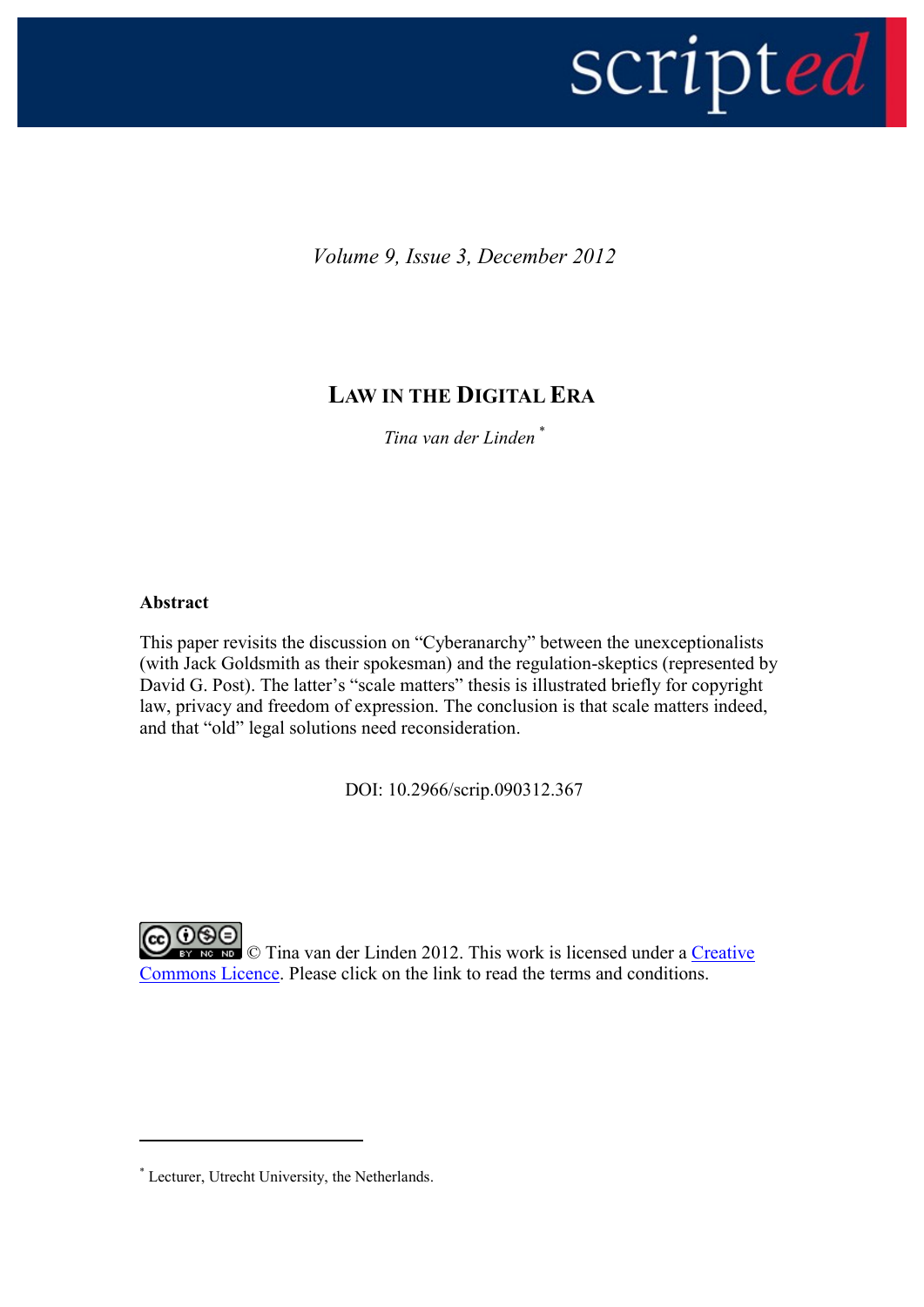*Volume 9, Issue 3, December 2012*

# LAW IN THE DIGITAL ERA

*Tina van der Linden* [*]

**Abstract**

This paper revisits the discussion on "Cyberanarchy" between the unexceptionalists (with Jack Goldsmith as their spokesman) and the regulation-skeptics (represented by David G. Post). The latter's "scale matters" thesis is illustrated briefly for copyright law, privacy and freedom of expression. The conclusion is that scale matters indeed, and that "old" legal solutions need reconsideration.

DOI: 10.2966/scrip.090312.367

© Tina van der Linden 2012. This work is licensed under a Creative Commons Licence. Please click on the link to read the terms and conditions.

---

[*] Lecturer, Utrecht University, the Netherlands.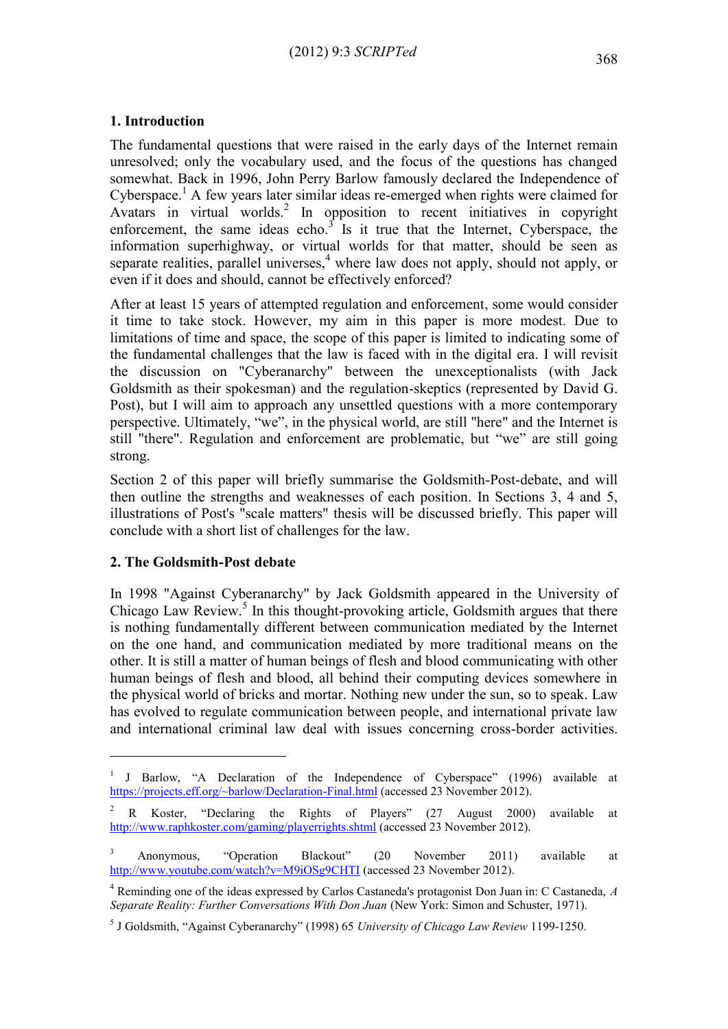## 1. Introduction

The fundamental questions that were raised in the early days of the Internet remain unresolved; only the vocabulary used, and the focus of the questions has changed somewhat. Back in 1996, John Perry Barlow famously declared the Independence of Cyberspace.[1] A few years later similar ideas re-emerged when rights were claimed for Avatars in virtual worlds.[2] In opposition to recent initiatives in copyright enforcement, the same ideas echo.[3] Is it true that the Internet, Cyberspace, the information superhighway, or virtual worlds for that matter, should be seen as separate realities, parallel universes,[4] where law does not apply, should not apply, or even if it does and should, cannot be effectively enforced?

After at least 15 years of attempted regulation and enforcement, some would consider it time to take stock. However, my aim in this paper is more modest. Due to limitations of time and space, the scope of this paper is limited to indicating some of the fundamental challenges that the law is faced with in the digital era. I will revisit the discussion on "Cyberanarchy" between the unexceptionalists (with Jack Goldsmith as their spokesman) and the regulation-skeptics (represented by David G. Post), but I will aim to approach any unsettled questions with a more contemporary perspective. Ultimately, "we", in the physical world, are still "here" and the Internet is still "there". Regulation and enforcement are problematic, but "we" are still going strong.

Section 2 of this paper will briefly summarise the Goldsmith-Post-debate, and will then outline the strengths and weaknesses of each position. In Sections 3, 4 and 5, illustrations of Post's "scale matters" thesis will be discussed briefly. This paper will conclude with a short list of challenges for the law.

## 2. The Goldsmith-Post debate

In 1998 "Against Cyberanarchy" by Jack Goldsmith appeared in the University of Chicago Law Review.[5] In this thought-provoking article, Goldsmith argues that there is nothing fundamentally different between communication mediated by the Internet on the one hand, and communication mediated by more traditional means on the other. It is still a matter of human beings of flesh and blood communicating with other human beings of flesh and blood, all behind their computing devices somewhere in the physical world of bricks and mortar. Nothing new under the sun, so to speak. Law has evolved to regulate communication between people, and international private law and international criminal law deal with issues concerning cross-border activities.

---

[1] J Barlow, "A Declaration of the Independence of Cyberspace" (1996) available at https://projects.eff.org/~barlow/Declaration-Final.html (accessed 23 November 2012).

[2] R Koster, "Declaring the Rights of Players" (27 August 2000) available at http://www.raphkoster.com/gaming/playerrights.shtml (accessed 23 November 2012).

[3] Anonymous, "Operation Blackout" (20 November 2011) available at http://www.youtube.com/watch?v=M9iOSg9CHTI (accessed 23 November 2012).

[4] Reminding one of the ideas expressed by Carlos Castaneda's protagonist Don Juan in: C Castaneda, *A Separate Reality: Further Conversations With Don Juan* (New York: Simon and Schuster, 1971).

[5] J Goldsmith, "Against Cyberanarchy" (1998) 65 *University of Chicago Law Review* 1199-1250.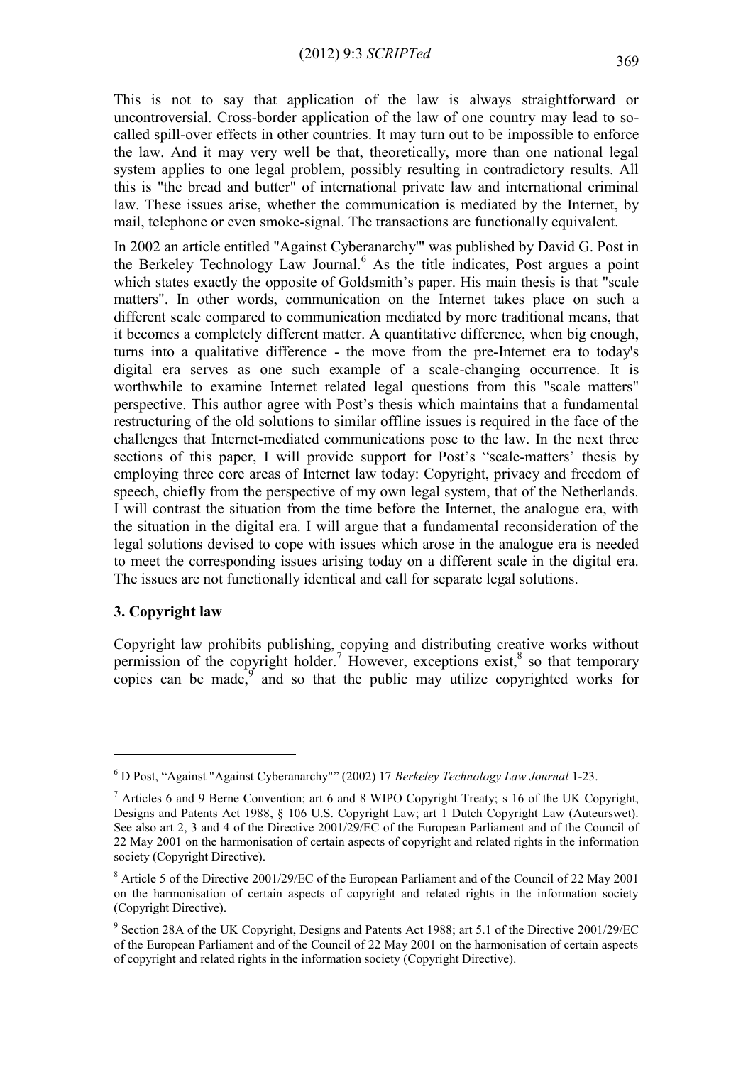This is not to say that application of the law is always straightforward or uncontroversial. Cross-border application of the law of one country may lead to so-called spill-over effects in other countries. It may turn out to be impossible to enforce the law. And it may very well be that, theoretically, more than one national legal system applies to one legal problem, possibly resulting in contradictory results. All this is "the bread and butter" of international private law and international criminal law. These issues arise, whether the communication is mediated by the Internet, by mail, telephone or even smoke-signal. The transactions are functionally equivalent.

In 2002 an article entitled "Against Cyberanarchy'" was published by David G. Post in the Berkeley Technology Law Journal.[6] As the title indicates, Post argues a point which states exactly the opposite of Goldsmith's paper. His main thesis is that "scale matters". In other words, communication on the Internet takes place on such a different scale compared to communication mediated by more traditional means, that it becomes a completely different matter. A quantitative difference, when big enough, turns into a qualitative difference - the move from the pre-Internet era to today's digital era serves as one such example of a scale-changing occurrence. It is worthwhile to examine Internet related legal questions from this "scale matters" perspective. This author agree with Post's thesis which maintains that a fundamental restructuring of the old solutions to similar offline issues is required in the face of the challenges that Internet-mediated communications pose to the law. In the next three sections of this paper, I will provide support for Post's "scale-matters' thesis by employing three core areas of Internet law today: Copyright, privacy and freedom of speech, chiefly from the perspective of my own legal system, that of the Netherlands. I will contrast the situation from the time before the Internet, the analogue era, with the situation in the digital era. I will argue that a fundamental reconsideration of the legal solutions devised to cope with issues which arose in the analogue era is needed to meet the corresponding issues arising today on a different scale in the digital era. The issues are not functionally identical and call for separate legal solutions.

## 3. Copyright law

Copyright law prohibits publishing, copying and distributing creative works without permission of the copyright holder.[7] However, exceptions exist,[8] so that temporary copies can be made,[9] and so that the public may utilize copyrighted works for

---

[6] D Post, "Against "Against Cyberanarchy"" (2002) 17 *Berkeley Technology Law Journal* 1-23.

[7] Articles 6 and 9 Berne Convention; art 6 and 8 WIPO Copyright Treaty; s 16 of the UK Copyright, Designs and Patents Act 1988, § 106 U.S. Copyright Law; art 1 Dutch Copyright Law (Auteurswet). See also art 2, 3 and 4 of the Directive 2001/29/EC of the European Parliament and of the Council of 22 May 2001 on the harmonisation of certain aspects of copyright and related rights in the information society (Copyright Directive).

[8] Article 5 of the Directive 2001/29/EC of the European Parliament and of the Council of 22 May 2001 on the harmonisation of certain aspects of copyright and related rights in the information society (Copyright Directive).

[9] Section 28A of the UK Copyright, Designs and Patents Act 1988; art 5.1 of the Directive 2001/29/EC of the European Parliament and of the Council of 22 May 2001 on the harmonisation of certain aspects of copyright and related rights in the information society (Copyright Directive).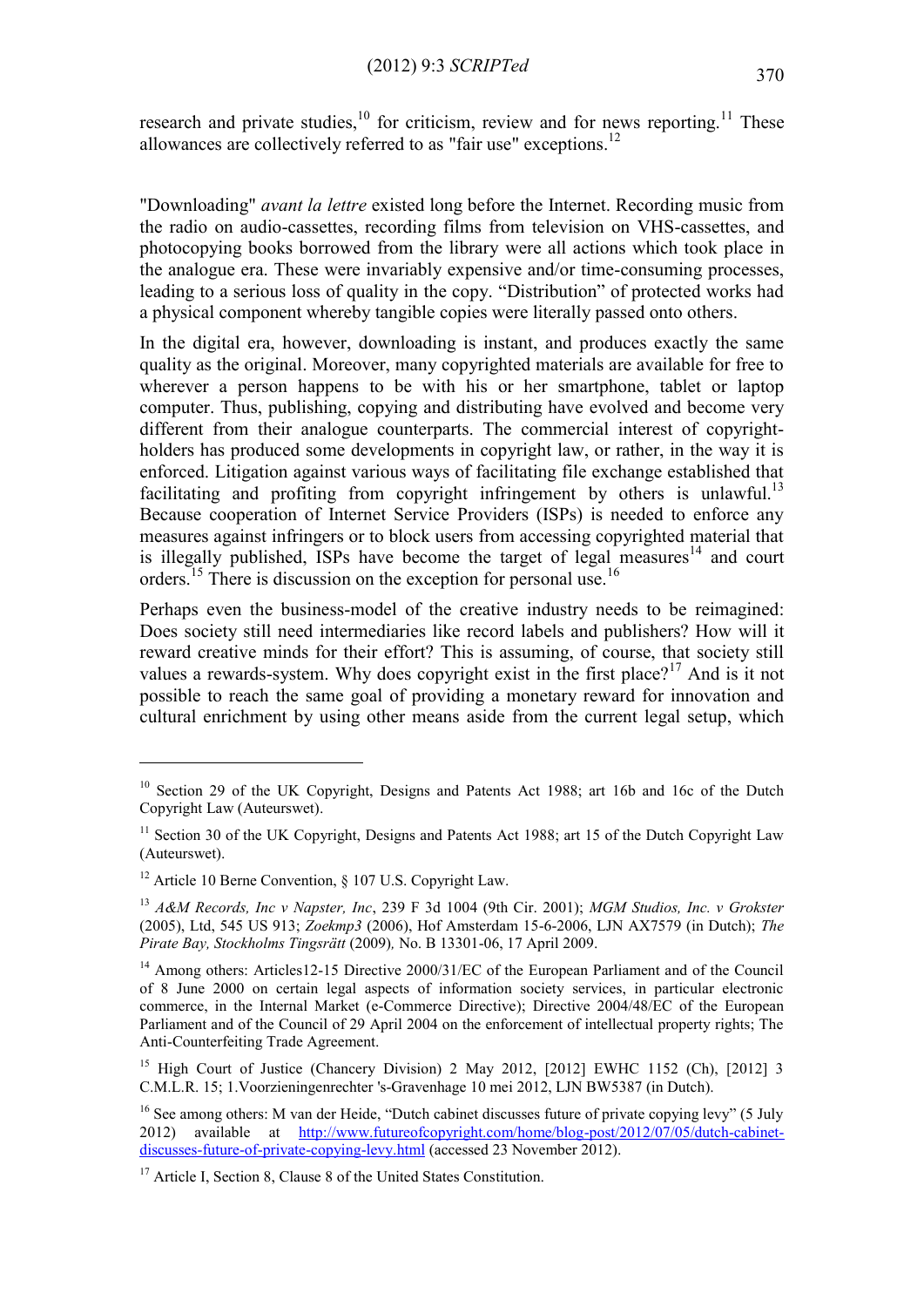research and private studies,[10] for criticism, review and for news reporting.[11] These allowances are collectively referred to as "fair use" exceptions.[12]

"Downloading" *avant la lettre* existed long before the Internet. Recording music from the radio on audio-cassettes, recording films from television on VHS-cassettes, and photocopying books borrowed from the library were all actions which took place in the analogue era. These were invariably expensive and/or time-consuming processes, leading to a serious loss of quality in the copy. "Distribution" of protected works had a physical component whereby tangible copies were literally passed onto others.

In the digital era, however, downloading is instant, and produces exactly the same quality as the original. Moreover, many copyrighted materials are available for free to wherever a person happens to be with his or her smartphone, tablet or laptop computer. Thus, publishing, copying and distributing have evolved and become very different from their analogue counterparts. The commercial interest of copyright-holders has produced some developments in copyright law, or rather, in the way it is enforced. Litigation against various ways of facilitating file exchange established that facilitating and profiting from copyright infringement by others is unlawful.[13] Because cooperation of Internet Service Providers (ISPs) is needed to enforce any measures against infringers or to block users from accessing copyrighted material that is illegally published, ISPs have become the target of legal measures[14] and court orders.[15] There is discussion on the exception for personal use.[16]

Perhaps even the business-model of the creative industry needs to be reimagined: Does society still need intermediaries like record labels and publishers? How will it reward creative minds for their effort? This is assuming, of course, that society still values a rewards-system. Why does copyright exist in the first place?[17] And is it not possible to reach the same goal of providing a monetary reward for innovation and cultural enrichment by using other means aside from the current legal setup, which

---

[10] Section 29 of the UK Copyright, Designs and Patents Act 1988; art 16b and 16c of the Dutch Copyright Law (Auteurswet).

[11] Section 30 of the UK Copyright, Designs and Patents Act 1988; art 15 of the Dutch Copyright Law (Auteurswet).

[12] Article 10 Berne Convention, § 107 U.S. Copyright Law.

[13] *A&M Records, Inc v Napster, Inc*, 239 F 3d 1004 (9th Cir. 2001); *MGM Studios, Inc. v Grokster* (2005), Ltd, 545 US 913; *Zoekmp3* (2006), Hof Amsterdam 15-6-2006, LJN AX7579 (in Dutch); *The Pirate Bay, Stockholms Tingsrätt* (2009)*,* No. B 13301-06, 17 April 2009.

[14] Among others: Articles12-15 Directive 2000/31/EC of the European Parliament and of the Council of 8 June 2000 on certain legal aspects of information society services, in particular electronic commerce, in the Internal Market (e-Commerce Directive); Directive 2004/48/EC of the European Parliament and of the Council of 29 April 2004 on the enforcement of intellectual property rights; The Anti-Counterfeiting Trade Agreement.

[15] High Court of Justice (Chancery Division) 2 May 2012, [2012] EWHC 1152 (Ch), [2012] 3 C.M.L.R. 15; 1.Voorzieningenrechter 's-Gravenhage 10 mei 2012, LJN BW5387 (in Dutch).

[16] See among others: M van der Heide, "Dutch cabinet discusses future of private copying levy" (5 July 2012) available at http://www.futureofcopyright.com/home/blog-post/2012/07/05/dutch-cabinet-discusses-future-of-private-copying-levy.html (accessed 23 November 2012).

[17] Article I, Section 8, Clause 8 of the United States Constitution.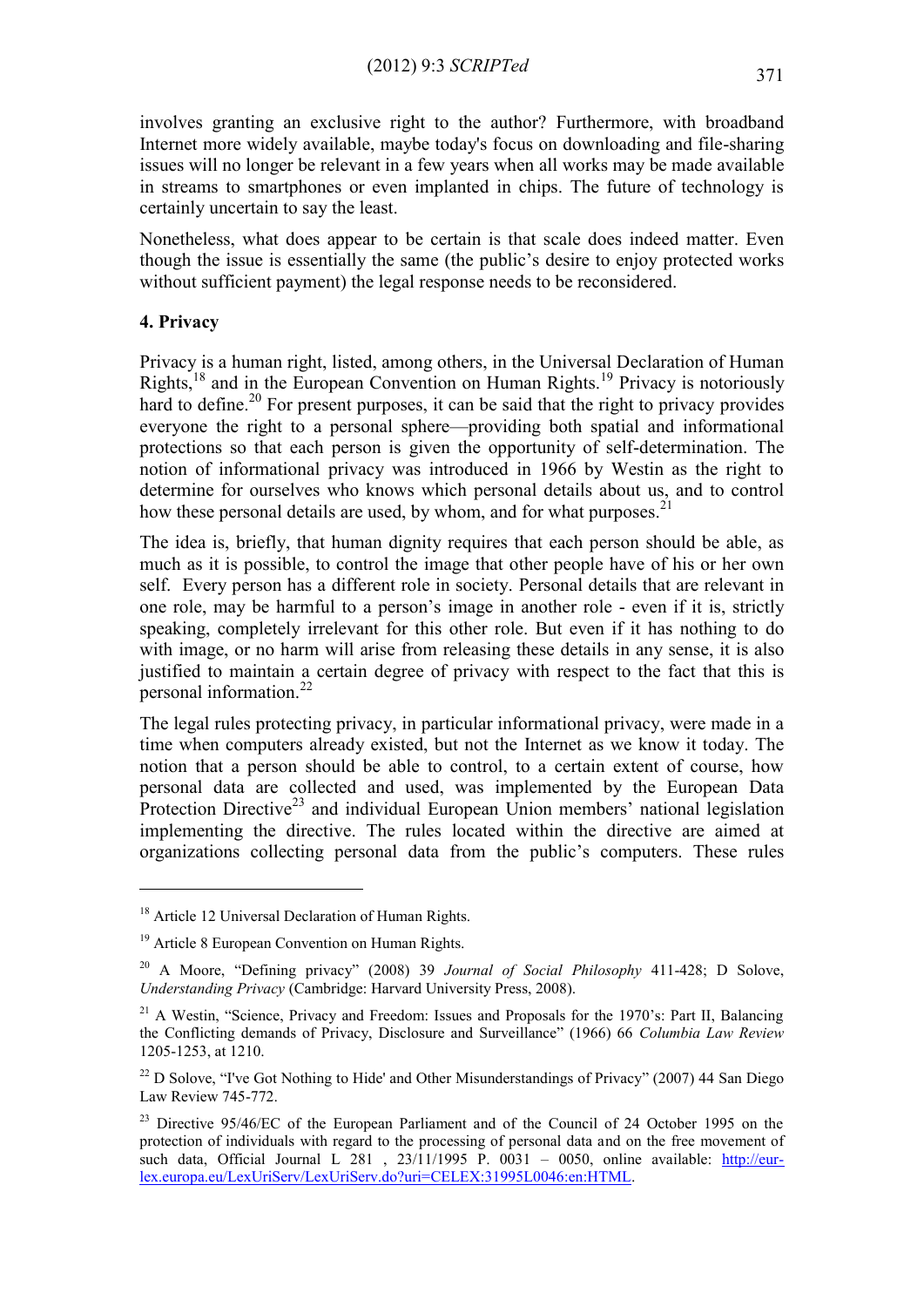involves granting an exclusive right to the author? Furthermore, with broadband Internet more widely available, maybe today's focus on downloading and file-sharing issues will no longer be relevant in a few years when all works may be made available in streams to smartphones or even implanted in chips. The future of technology is certainly uncertain to say the least.

Nonetheless, what does appear to be certain is that scale does indeed matter. Even though the issue is essentially the same (the public's desire to enjoy protected works without sufficient payment) the legal response needs to be reconsidered.

### 4. Privacy

Privacy is a human right, listed, among others, in the Universal Declaration of Human Rights,[18] and in the European Convention on Human Rights.[19] Privacy is notoriously hard to define.[20] For present purposes, it can be said that the right to privacy provides everyone the right to a personal sphere—providing both spatial and informational protections so that each person is given the opportunity of self-determination. The notion of informational privacy was introduced in 1966 by Westin as the right to determine for ourselves who knows which personal details about us, and to control how these personal details are used, by whom, and for what purposes.[21]

The idea is, briefly, that human dignity requires that each person should be able, as much as it is possible, to control the image that other people have of his or her own self. Every person has a different role in society. Personal details that are relevant in one role, may be harmful to a person's image in another role - even if it is, strictly speaking, completely irrelevant for this other role. But even if it has nothing to do with image, or no harm will arise from releasing these details in any sense, it is also justified to maintain a certain degree of privacy with respect to the fact that this is personal information.[22]

The legal rules protecting privacy, in particular informational privacy, were made in a time when computers already existed, but not the Internet as we know it today. The notion that a person should be able to control, to a certain extent of course, how personal data are collected and used, was implemented by the European Data Protection Directive[23] and individual European Union members' national legislation implementing the directive. The rules located within the directive are aimed at organizations collecting personal data from the public's computers. These rules

---

[18] Article 12 Universal Declaration of Human Rights.

[19] Article 8 European Convention on Human Rights.

[20] A Moore, "Defining privacy" (2008) 39 *Journal of Social Philosophy* 411-428; D Solove, *Understanding Privacy* (Cambridge: Harvard University Press, 2008).

[21] A Westin, "Science, Privacy and Freedom: Issues and Proposals for the 1970's: Part II, Balancing the Conflicting demands of Privacy, Disclosure and Surveillance" (1966) 66 *Columbia Law Review* 1205-1253, at 1210.

[22] D Solove, "I've Got Nothing to Hide' and Other Misunderstandings of Privacy" (2007) 44 San Diego Law Review 745-772.

[23] Directive 95/46/EC of the European Parliament and of the Council of 24 October 1995 on the protection of individuals with regard to the processing of personal data and on the free movement of such data, Official Journal L 281 , 23/11/1995 P. 0031 – 0050, online available: http://eur-lex.europa.eu/LexUriServ/LexUriServ.do?uri=CELEX:31995L0046:en:HTML.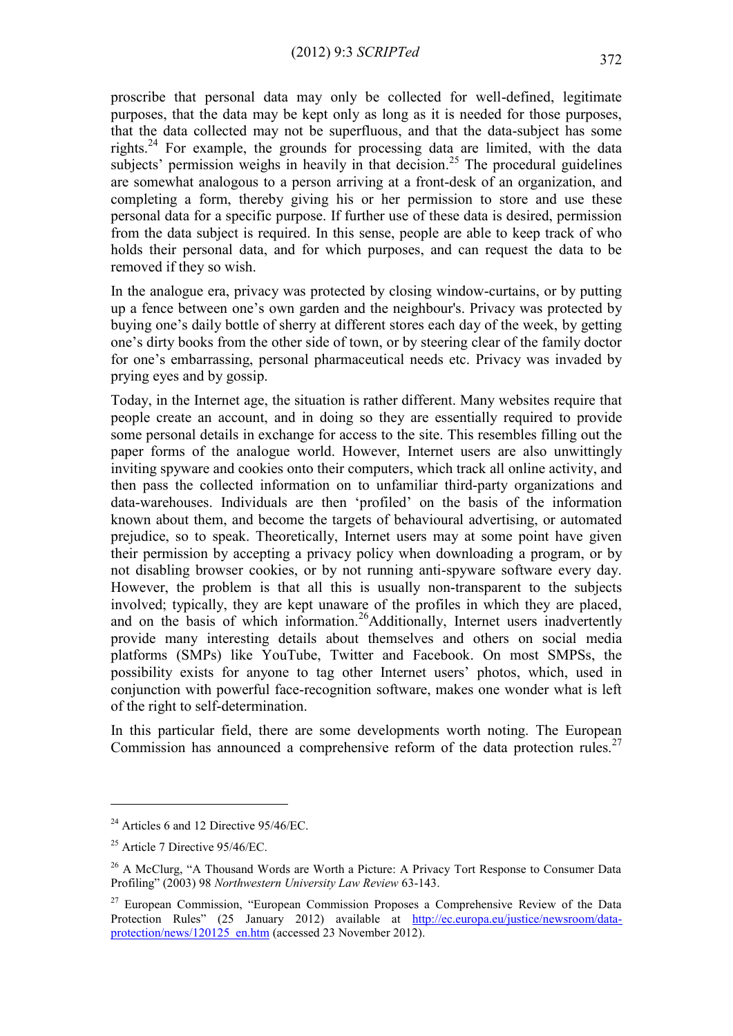proscribe that personal data may only be collected for well-defined, legitimate purposes, that the data may be kept only as long as it is needed for those purposes, that the data collected may not be superfluous, and that the data-subject has some rights.[24] For example, the grounds for processing data are limited, with the data subjects' permission weighs in heavily in that decision.[25] The procedural guidelines are somewhat analogous to a person arriving at a front-desk of an organization, and completing a form, thereby giving his or her permission to store and use these personal data for a specific purpose. If further use of these data is desired, permission from the data subject is required. In this sense, people are able to keep track of who holds their personal data, and for which purposes, and can request the data to be removed if they so wish.

In the analogue era, privacy was protected by closing window-curtains, or by putting up a fence between one's own garden and the neighbour's. Privacy was protected by buying one's daily bottle of sherry at different stores each day of the week, by getting one's dirty books from the other side of town, or by steering clear of the family doctor for one's embarrassing, personal pharmaceutical needs etc. Privacy was invaded by prying eyes and by gossip.

Today, in the Internet age, the situation is rather different. Many websites require that people create an account, and in doing so they are essentially required to provide some personal details in exchange for access to the site. This resembles filling out the paper forms of the analogue world. However, Internet users are also unwittingly inviting spyware and cookies onto their computers, which track all online activity, and then pass the collected information on to unfamiliar third-party organizations and data-warehouses. Individuals are then 'profiled' on the basis of the information known about them, and become the targets of behavioural advertising, or automated prejudice, so to speak. Theoretically, Internet users may at some point have given their permission by accepting a privacy policy when downloading a program, or by not disabling browser cookies, or by not running anti-spyware software every day. However, the problem is that all this is usually non-transparent to the subjects involved; typically, they are kept unaware of the profiles in which they are placed, and on the basis of which information.[26]Additionally, Internet users inadvertently provide many interesting details about themselves and others on social media platforms (SMPs) like YouTube, Twitter and Facebook. On most SMPSs, the possibility exists for anyone to tag other Internet users' photos, which, used in conjunction with powerful face-recognition software, makes one wonder what is left of the right to self-determination.

In this particular field, there are some developments worth noting. The European Commission has announced a comprehensive reform of the data protection rules.[27]

---

[24] Articles 6 and 12 Directive 95/46/EC.

[25] Article 7 Directive 95/46/EC.

[26] A McClurg, "A Thousand Words are Worth a Picture: A Privacy Tort Response to Consumer Data Profiling" (2003) 98 *Northwestern University Law Review* 63-143.

[27] European Commission, "European Commission Proposes a Comprehensive Review of the Data Protection Rules" (25 January 2012) available at http://ec.europa.eu/justice/newsroom/data-protection/news/120125_en.htm (accessed 23 November 2012).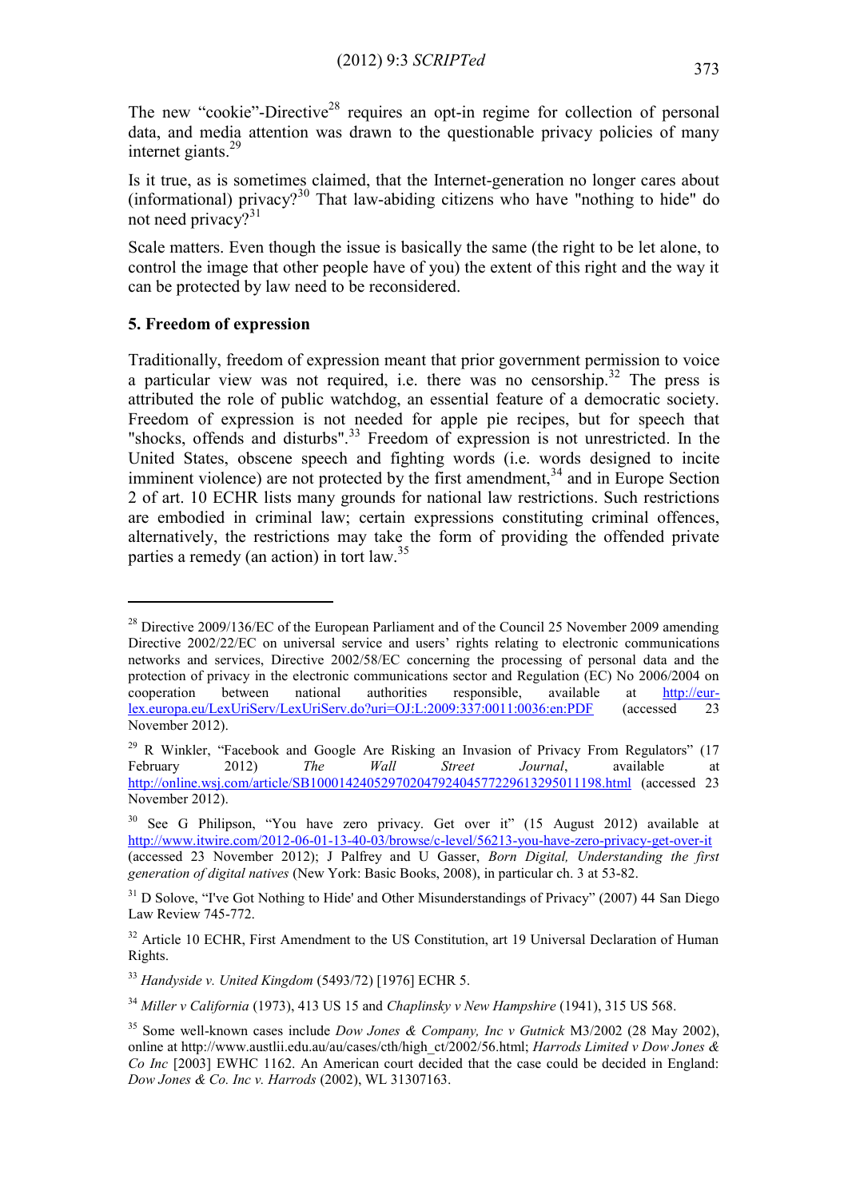The new "cookie"-Directive[28] requires an opt-in regime for collection of personal data, and media attention was drawn to the questionable privacy policies of many internet giants.[29]

Is it true, as is sometimes claimed, that the Internet-generation no longer cares about (informational) privacy?[30] That law-abiding citizens who have "nothing to hide" do not need privacy?[31]

Scale matters. Even though the issue is basically the same (the right to be let alone, to control the image that other people have of you) the extent of this right and the way it can be protected by law need to be reconsidered.

## 5. Freedom of expression

Traditionally, freedom of expression meant that prior government permission to voice a particular view was not required, i.e. there was no censorship.[32] The press is attributed the role of public watchdog, an essential feature of a democratic society. Freedom of expression is not needed for apple pie recipes, but for speech that "shocks, offends and disturbs".[33] Freedom of expression is not unrestricted. In the United States, obscene speech and fighting words (i.e. words designed to incite imminent violence) are not protected by the first amendment,[34] and in Europe Section 2 of art. 10 ECHR lists many grounds for national law restrictions. Such restrictions are embodied in criminal law; certain expressions constituting criminal offences, alternatively, the restrictions may take the form of providing the offended private parties a remedy (an action) in tort law.[35]

---

[28] Directive 2009/136/EC of the European Parliament and of the Council 25 November 2009 amending Directive 2002/22/EC on universal service and users' rights relating to electronic communications networks and services, Directive 2002/58/EC concerning the processing of personal data and the protection of privacy in the electronic communications sector and Regulation (EC) No 2006/2004 on cooperation between national authorities responsible, available at http://eur-lex.europa.eu/LexUriServ/LexUriServ.do?uri=OJ:L:2009:337:0011:0036:en:PDF (accessed 23 November 2012).

[29] R Winkler, "Facebook and Google Are Risking an Invasion of Privacy From Regulators" (17 February 2012) *The Wall Street Journal*, available at http://online.wsj.com/article/SB10001424052970204792404577229613295011198.html (accessed 23 November 2012).

[30] See G Philipson, "You have zero privacy. Get over it" (15 August 2012) available at http://www.itwire.com/2012-06-01-13-40-03/browse/c-level/56213-you-have-zero-privacy-get-over-it (accessed 23 November 2012); J Palfrey and U Gasser, *Born Digital, Understanding the first generation of digital natives* (New York: Basic Books, 2008), in particular ch. 3 at 53-82.

[31] D Solove, "I've Got Nothing to Hide' and Other Misunderstandings of Privacy" (2007) 44 San Diego Law Review 745-772.

[32] Article 10 ECHR, First Amendment to the US Constitution, art 19 Universal Declaration of Human Rights.

[33] *Handyside v. United Kingdom* (5493/72) [1976] ECHR 5.

[34] *Miller v California* (1973), 413 US 15 and *Chaplinsky v New Hampshire* (1941), 315 US 568.

[35] Some well-known cases include *Dow Jones & Company, Inc v Gutnick* M3/2002 (28 May 2002), online at http://www.austlii.edu.au/au/cases/cth/high_ct/2002/56.html; *Harrods Limited v Dow Jones & Co Inc* [2003] EWHC 1162. An American court decided that the case could be decided in England: *Dow Jones & Co. Inc v. Harrods* (2002), WL 31307163.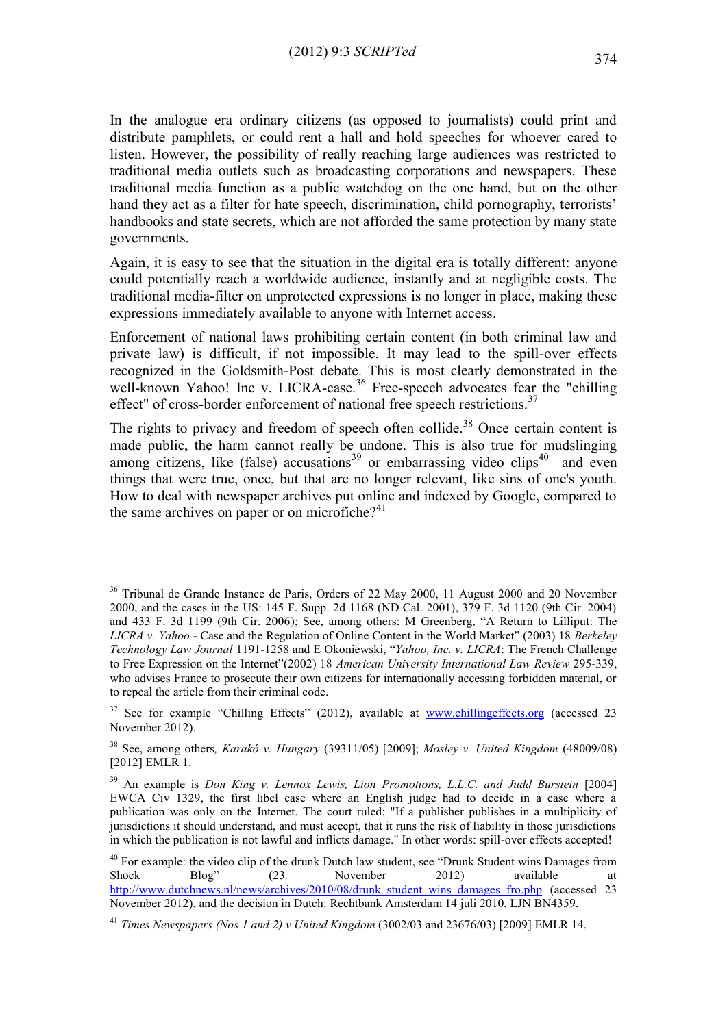In the analogue era ordinary citizens (as opposed to journalists) could print and distribute pamphlets, or could rent a hall and hold speeches for whoever cared to listen. However, the possibility of really reaching large audiences was restricted to traditional media outlets such as broadcasting corporations and newspapers. These traditional media function as a public watchdog on the one hand, but on the other hand they act as a filter for hate speech, discrimination, child pornography, terrorists' handbooks and state secrets, which are not afforded the same protection by many state governments.

Again, it is easy to see that the situation in the digital era is totally different: anyone could potentially reach a worldwide audience, instantly and at negligible costs. The traditional media-filter on unprotected expressions is no longer in place, making these expressions immediately available to anyone with Internet access.

Enforcement of national laws prohibiting certain content (in both criminal law and private law) is difficult, if not impossible. It may lead to the spill-over effects recognized in the Goldsmith-Post debate. This is most clearly demonstrated in the well-known Yahoo! Inc v. LICRA-case.[36] Free-speech advocates fear the "chilling effect" of cross-border enforcement of national free speech restrictions.[37]

The rights to privacy and freedom of speech often collide.[38] Once certain content is made public, the harm cannot really be undone. This is also true for mudslinging among citizens, like (false) accusations[39] or embarrassing video clips[40] and even things that were true, once, but that are no longer relevant, like sins of one's youth. How to deal with newspaper archives put online and indexed by Google, compared to the same archives on paper or on microfiche?[41]

---

[36] Tribunal de Grande Instance de Paris, Orders of 22 May 2000, 11 August 2000 and 20 November 2000, and the cases in the US: 145 F. Supp. 2d 1168 (ND Cal. 2001), 379 F. 3d 1120 (9th Cir. 2004) and 433 F. 3d 1199 (9th Cir. 2006); See, among others: M Greenberg, "A Return to Lilliput: The *LICRA v. Yahoo* - Case and the Regulation of Online Content in the World Market" (2003) 18 *Berkeley Technology Law Journal* 1191-1258 and E Okoniewski, "*Yahoo, Inc. v. LICRA*: The French Challenge to Free Expression on the Internet"(2002) 18 *American University International Law Review* 295-339, who advises France to prosecute their own citizens for internationally accessing forbidden material, or to repeal the article from their criminal code.

[37] See for example "Chilling Effects" (2012), available at www.chillingeffects.org (accessed 23 November 2012).

[38] See, among others*, Karakó v. Hungary* (39311/05) [2009]; *Mosley v. United Kingdom* (48009/08) [2012] EMLR 1.

[39] An example is *Don King v. Lennox Lewis, Lion Promotions, L.L.C. and Judd Burstein* [2004] EWCA Civ 1329, the first libel case where an English judge had to decide in a case where a publication was only on the Internet. The court ruled: "If a publisher publishes in a multiplicity of jurisdictions it should understand, and must accept, that it runs the risk of liability in those jurisdictions in which the publication is not lawful and inflicts damage." In other words: spill-over effects accepted!

[40] For example: the video clip of the drunk Dutch law student, see "Drunk Student wins Damages from Shock Blog" (23 November 2012) available at http://www.dutchnews.nl/news/archives/2010/08/drunk_student_wins_damages_fro.php (accessed 23 November 2012), and the decision in Dutch: Rechtbank Amsterdam 14 juli 2010, LJN BN4359.

[41] *Times Newspapers (Nos 1 and 2) v United Kingdom* (3002/03 and 23676/03) [2009] EMLR 14.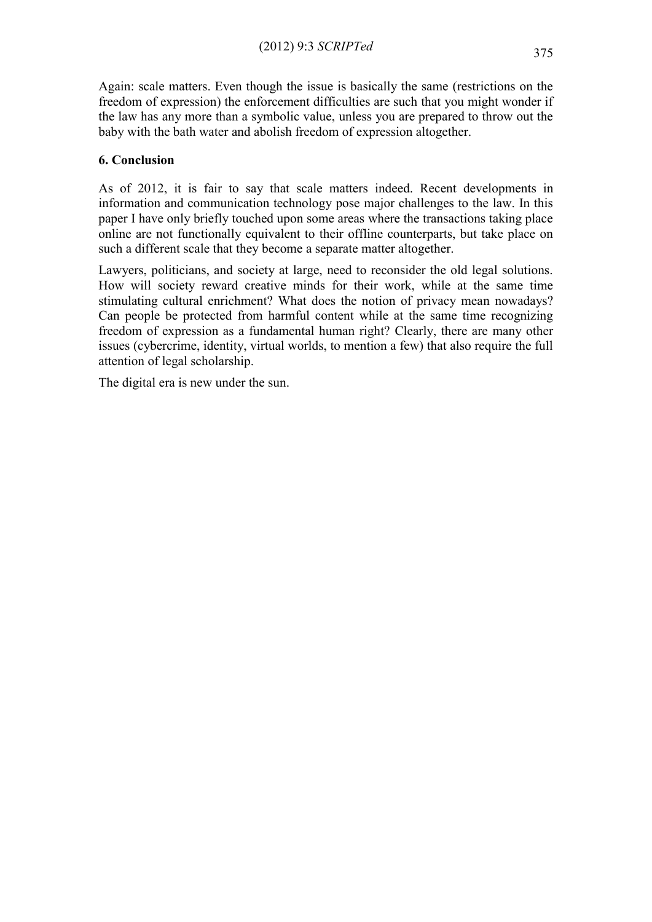Again: scale matters. Even though the issue is basically the same (restrictions on the freedom of expression) the enforcement difficulties are such that you might wonder if the law has any more than a symbolic value, unless you are prepared to throw out the baby with the bath water and abolish freedom of expression altogether.

## 6. Conclusion

As of 2012, it is fair to say that scale matters indeed. Recent developments in information and communication technology pose major challenges to the law. In this paper I have only briefly touched upon some areas where the transactions taking place online are not functionally equivalent to their offline counterparts, but take place on such a different scale that they become a separate matter altogether.

Lawyers, politicians, and society at large, need to reconsider the old legal solutions. How will society reward creative minds for their work, while at the same time stimulating cultural enrichment? What does the notion of privacy mean nowadays? Can people be protected from harmful content while at the same time recognizing freedom of expression as a fundamental human right? Clearly, there are many other issues (cybercrime, identity, virtual worlds, to mention a few) that also require the full attention of legal scholarship.

The digital era is new under the sun.